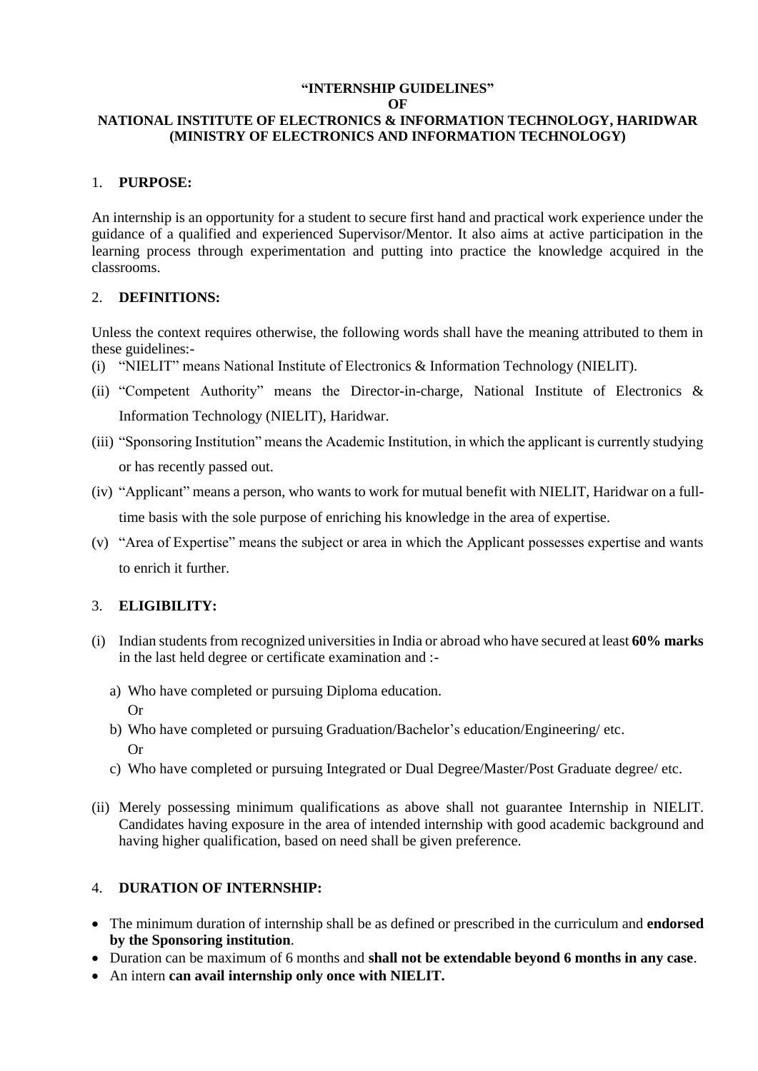**"INTERNSHIP GUIDELINES"**

**OF**

**NATIONAL INSTITUTE OF ELECTRONICS & INFORMATION TECHNOLOGY, HARIDWAR (MINISTRY OF ELECTRONICS AND INFORMATION TECHNOLOGY)**

## 1. PURPOSE:

An internship is an opportunity for a student to secure first hand and practical work experience under the guidance of a qualified and experienced Supervisor/Mentor. It also aims at active participation in the learning process through experimentation and putting into practice the knowledge acquired in the classrooms.

## 2. DEFINITIONS:

Unless the context requires otherwise, the following words shall have the meaning attributed to them in these guidelines:-

(i) "NIELIT" means National Institute of Electronics & Information Technology (NIELIT).

(ii) "Competent Authority" means the Director-in-charge, National Institute of Electronics & Information Technology (NIELIT), Haridwar.

(iii) "Sponsoring Institution" means the Academic Institution, in which the applicant is currently studying or has recently passed out.

(iv) "Applicant" means a person, who wants to work for mutual benefit with NIELIT, Haridwar on a full-time basis with the sole purpose of enriching his knowledge in the area of expertise.

(v) "Area of Expertise" means the subject or area in which the Applicant possesses expertise and wants to enrich it further.

## 3. ELIGIBILITY:

(i) Indian students from recognized universities in India or abroad who have secured at least **60% marks** in the last held degree or certificate examination and :-

a) Who have completed or pursuing Diploma education.
Or

b) Who have completed or pursuing Graduation/Bachelor's education/Engineering/ etc.
Or

c) Who have completed or pursuing Integrated or Dual Degree/Master/Post Graduate degree/ etc.

(ii) Merely possessing minimum qualifications as above shall not guarantee Internship in NIELIT. Candidates having exposure in the area of intended internship with good academic background and having higher qualification, based on need shall be given preference.

## 4. DURATION OF INTERNSHIP:

- The minimum duration of internship shall be as defined or prescribed in the curriculum and **endorsed by the Sponsoring institution**.
- Duration can be maximum of 6 months and **shall not be extendable beyond 6 months in any case**.
- An intern **can avail internship only once with NIELIT.**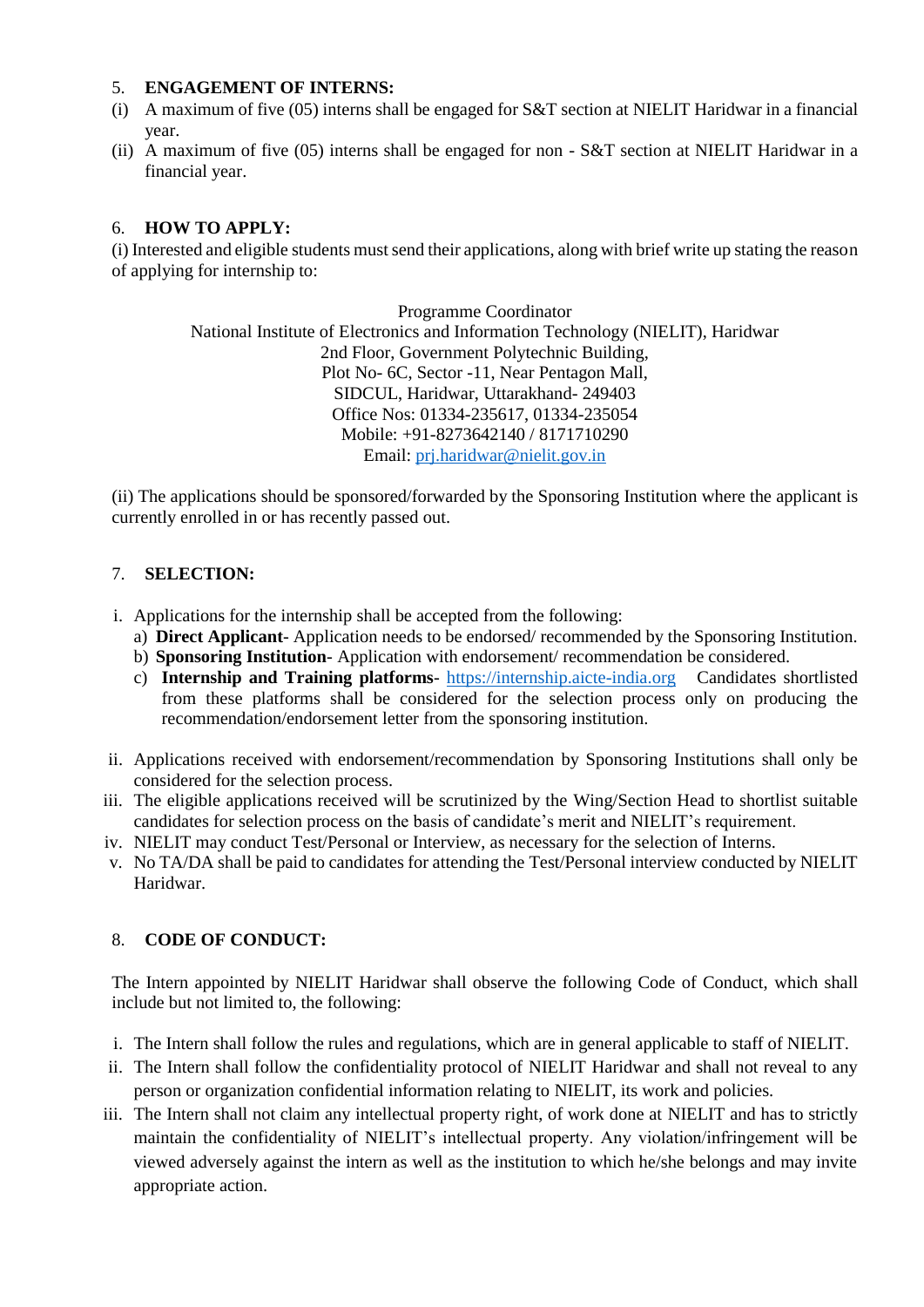## 5. ENGAGEMENT OF INTERNS:

(i) A maximum of five (05) interns shall be engaged for S&T section at NIELIT Haridwar in a financial year.

(ii) A maximum of five (05) interns shall be engaged for non - S&T section at NIELIT Haridwar in a financial year.

## 6. HOW TO APPLY:

(i) Interested and eligible students must send their applications, along with brief write up stating the reason of applying for internship to:

Programme Coordinator
National Institute of Electronics and Information Technology (NIELIT), Haridwar
2nd Floor, Government Polytechnic Building,
Plot No- 6C, Sector -11, Near Pentagon Mall,
SIDCUL, Haridwar, Uttarakhand- 249403
Office Nos: 01334-235617, 01334-235054
Mobile: +91-8273642140 / 8171710290
Email: prj.haridwar@nielit.gov.in

(ii) The applications should be sponsored/forwarded by the Sponsoring Institution where the applicant is currently enrolled in or has recently passed out.

## 7. SELECTION:

i. Applications for the internship shall be accepted from the following:
   a) **Direct Applicant**- Application needs to be endorsed/ recommended by the Sponsoring Institution.
   b) **Sponsoring Institution**- Application with endorsement/ recommendation be considered.
   c) **Internship and Training platforms**- https://internship.aicte-india.org Candidates shortlisted from these platforms shall be considered for the selection process only on producing the recommendation/endorsement letter from the sponsoring institution.

ii. Applications received with endorsement/recommendation by Sponsoring Institutions shall only be considered for the selection process.

iii. The eligible applications received will be scrutinized by the Wing/Section Head to shortlist suitable candidates for selection process on the basis of candidate's merit and NIELIT's requirement.

iv. NIELIT may conduct Test/Personal or Interview, as necessary for the selection of Interns.

v. No TA/DA shall be paid to candidates for attending the Test/Personal interview conducted by NIELIT Haridwar.

## 8. CODE OF CONDUCT:

The Intern appointed by NIELIT Haridwar shall observe the following Code of Conduct, which shall include but not limited to, the following:

i. The Intern shall follow the rules and regulations, which are in general applicable to staff of NIELIT.

ii. The Intern shall follow the confidentiality protocol of NIELIT Haridwar and shall not reveal to any person or organization confidential information relating to NIELIT, its work and policies.

iii. The Intern shall not claim any intellectual property right, of work done at NIELIT and has to strictly maintain the confidentiality of NIELIT's intellectual property. Any violation/infringement will be viewed adversely against the intern as well as the institution to which he/she belongs and may invite appropriate action.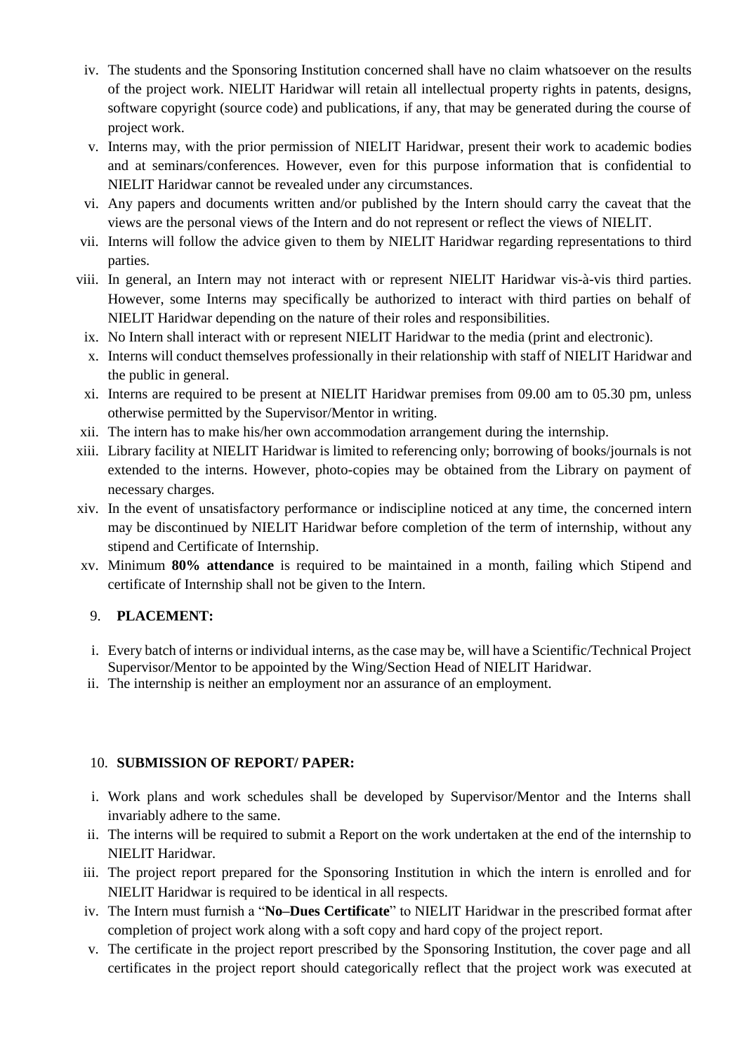iv. The students and the Sponsoring Institution concerned shall have no claim whatsoever on the results of the project work. NIELIT Haridwar will retain all intellectual property rights in patents, designs, software copyright (source code) and publications, if any, that may be generated during the course of project work.

v. Interns may, with the prior permission of NIELIT Haridwar, present their work to academic bodies and at seminars/conferences. However, even for this purpose information that is confidential to NIELIT Haridwar cannot be revealed under any circumstances.

vi. Any papers and documents written and/or published by the Intern should carry the caveat that the views are the personal views of the Intern and do not represent or reflect the views of NIELIT.

vii. Interns will follow the advice given to them by NIELIT Haridwar regarding representations to third parties.

viii. In general, an Intern may not interact with or represent NIELIT Haridwar vis-à-vis third parties. However, some Interns may specifically be authorized to interact with third parties on behalf of NIELIT Haridwar depending on the nature of their roles and responsibilities.

ix. No Intern shall interact with or represent NIELIT Haridwar to the media (print and electronic).

x. Interns will conduct themselves professionally in their relationship with staff of NIELIT Haridwar and the public in general.

xi. Interns are required to be present at NIELIT Haridwar premises from 09.00 am to 05.30 pm, unless otherwise permitted by the Supervisor/Mentor in writing.

xii. The intern has to make his/her own accommodation arrangement during the internship.

xiii. Library facility at NIELIT Haridwar is limited to referencing only; borrowing of books/journals is not extended to the interns. However, photo-copies may be obtained from the Library on payment of necessary charges.

xiv. In the event of unsatisfactory performance or indiscipline noticed at any time, the concerned intern may be discontinued by NIELIT Haridwar before completion of the term of internship, without any stipend and Certificate of Internship.

xv. Minimum **80% attendance** is required to be maintained in a month, failing which Stipend and certificate of Internship shall not be given to the Intern.

## 9. PLACEMENT:

i. Every batch of interns or individual interns, as the case may be, will have a Scientific/Technical Project Supervisor/Mentor to be appointed by the Wing/Section Head of NIELIT Haridwar.

ii. The internship is neither an employment nor an assurance of an employment.

## 10. SUBMISSION OF REPORT/ PAPER:

i. Work plans and work schedules shall be developed by Supervisor/Mentor and the Interns shall invariably adhere to the same.

ii. The interns will be required to submit a Report on the work undertaken at the end of the internship to NIELIT Haridwar.

iii. The project report prepared for the Sponsoring Institution in which the intern is enrolled and for NIELIT Haridwar is required to be identical in all respects.

iv. The Intern must furnish a "**No–Dues Certificate**" to NIELIT Haridwar in the prescribed format after completion of project work along with a soft copy and hard copy of the project report.

v. The certificate in the project report prescribed by the Sponsoring Institution, the cover page and all certificates in the project report should categorically reflect that the project work was executed at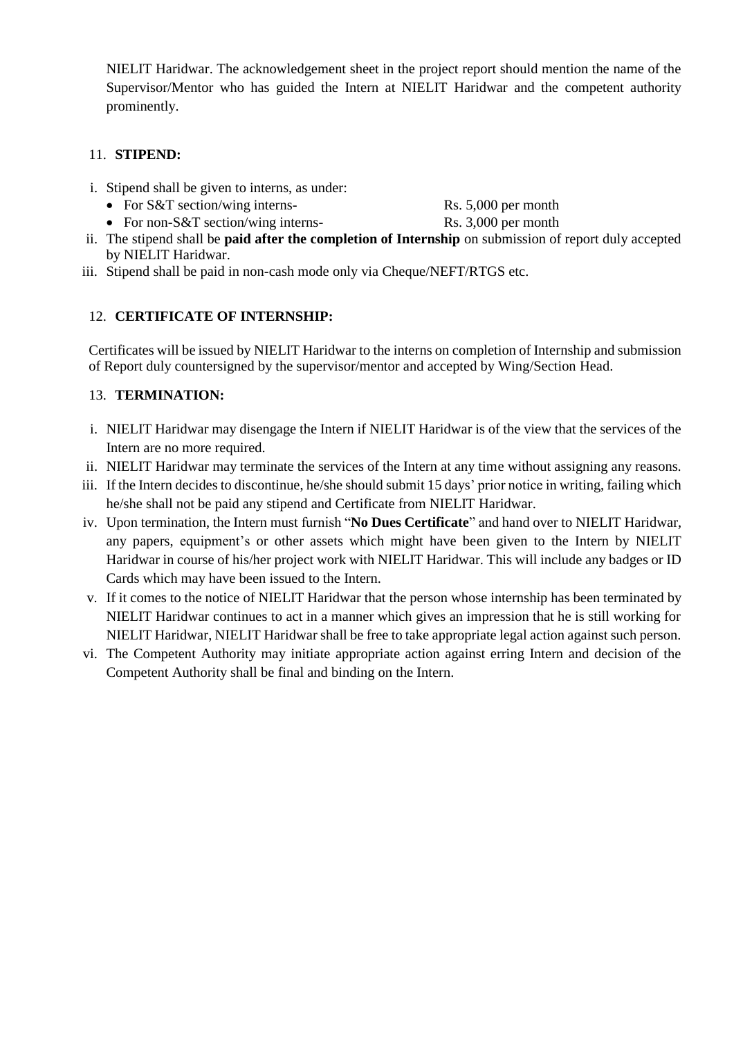NIELIT Haridwar. The acknowledgement sheet in the project report should mention the name of the Supervisor/Mentor who has guided the Intern at NIELIT Haridwar and the competent authority prominently.

## 11. **STIPEND:**

i. Stipend shall be given to interns, as under:
   - For S&T section/wing interns- Rs. 5,000 per month
   - For non-S&T section/wing interns- Rs. 3,000 per month

ii. The stipend shall be **paid after the completion of Internship** on submission of report duly accepted by NIELIT Haridwar.

iii. Stipend shall be paid in non-cash mode only via Cheque/NEFT/RTGS etc.

## 12. **CERTIFICATE OF INTERNSHIP:**

Certificates will be issued by NIELIT Haridwar to the interns on completion of Internship and submission of Report duly countersigned by the supervisor/mentor and accepted by Wing/Section Head.

## 13. **TERMINATION:**

i. NIELIT Haridwar may disengage the Intern if NIELIT Haridwar is of the view that the services of the Intern are no more required.

ii. NIELIT Haridwar may terminate the services of the Intern at any time without assigning any reasons.

iii. If the Intern decides to discontinue, he/she should submit 15 days' prior notice in writing, failing which he/she shall not be paid any stipend and Certificate from NIELIT Haridwar.

iv. Upon termination, the Intern must furnish "**No Dues Certificate**" and hand over to NIELIT Haridwar, any papers, equipment's or other assets which might have been given to the Intern by NIELIT Haridwar in course of his/her project work with NIELIT Haridwar. This will include any badges or ID Cards which may have been issued to the Intern.

v. If it comes to the notice of NIELIT Haridwar that the person whose internship has been terminated by NIELIT Haridwar continues to act in a manner which gives an impression that he is still working for NIELIT Haridwar, NIELIT Haridwar shall be free to take appropriate legal action against such person.

vi. The Competent Authority may initiate appropriate action against erring Intern and decision of the Competent Authority shall be final and binding on the Intern.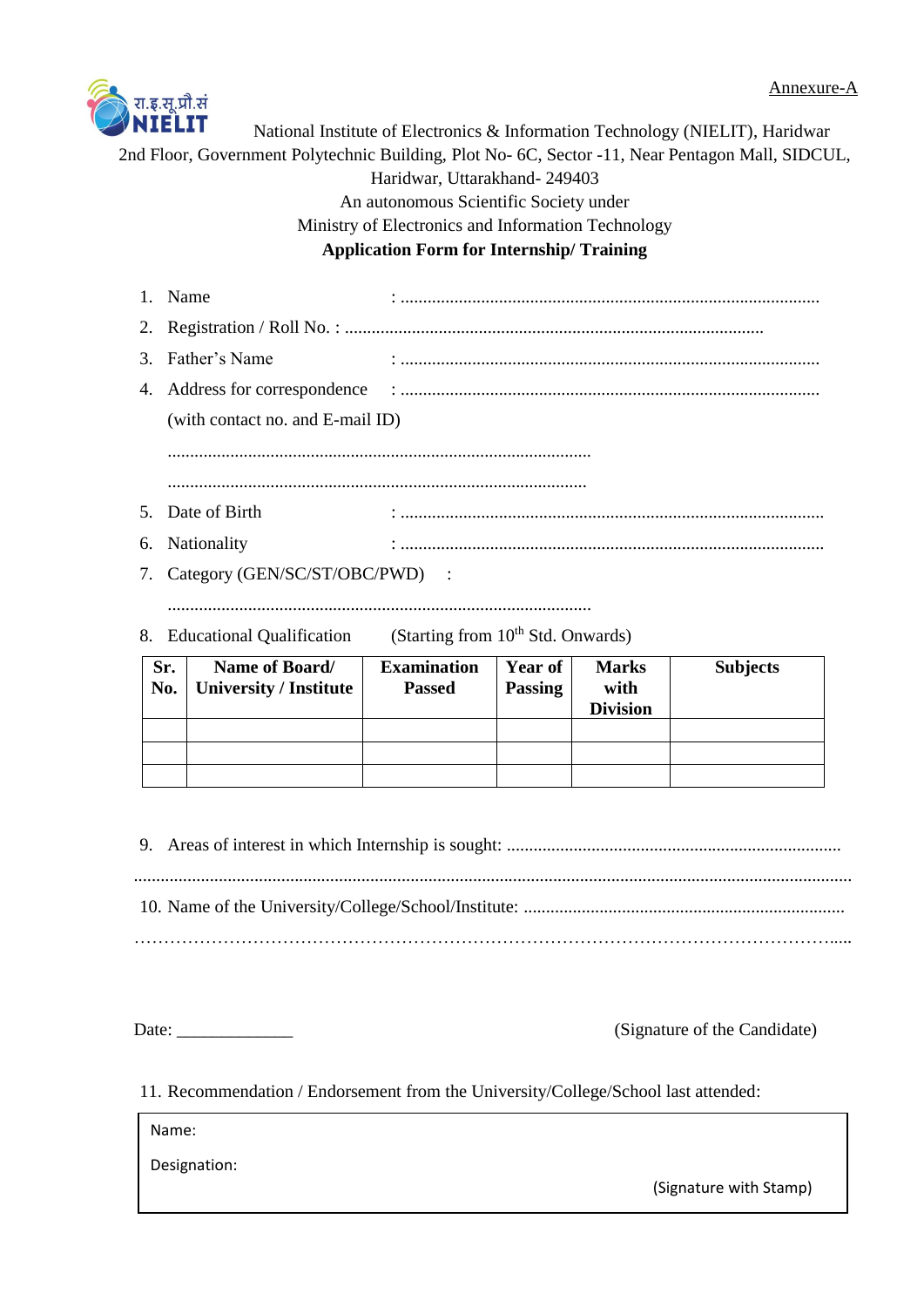Annexure-A

रा.इ.सू.प्रौ.सं NIELIT

National Institute of Electronics & Information Technology (NIELIT), Haridwar
2nd Floor, Government Polytechnic Building, Plot No- 6C, Sector -11, Near Pentagon Mall, SIDCUL, Haridwar, Uttarakhand- 249403
An autonomous Scientific Society under
Ministry of Electronics and Information Technology

**Application Form for Internship/ Training**

1. Name : .............................................................................................
2. Registration / Roll No. : .............................................................................................
3. Father's Name : .............................................................................................
4. Address for correspondence : .............................................................................................
   (with contact no. and E-mail ID)
   .............................................................................................
   .............................................................................................
5. Date of Birth : .............................................................................................
6. Nationality : .............................................................................................
7. Category (GEN/SC/ST/OBC/PWD) :
   .............................................................................................
8. Educational Qualification (Starting from 10th Std. Onwards)

| Sr. No. | Name of Board/ University / Institute | Examination Passed | Year of Passing | Marks with Division | Subjects |
|---|---|---|---|---|---|
| | | | | | |
| | | | | | |
| | | | | | |

9. Areas of interest in which Internship is sought: ..........................................................................
.............................................................................................................................................
10. Name of the University/College/School/Institute: .......................................................................
.............................................................................................................................................

Date: _____________ (Signature of the Candidate)

11. Recommendation / Endorsement from the University/College/School last attended:

Name:

Designation:

(Signature with Stamp)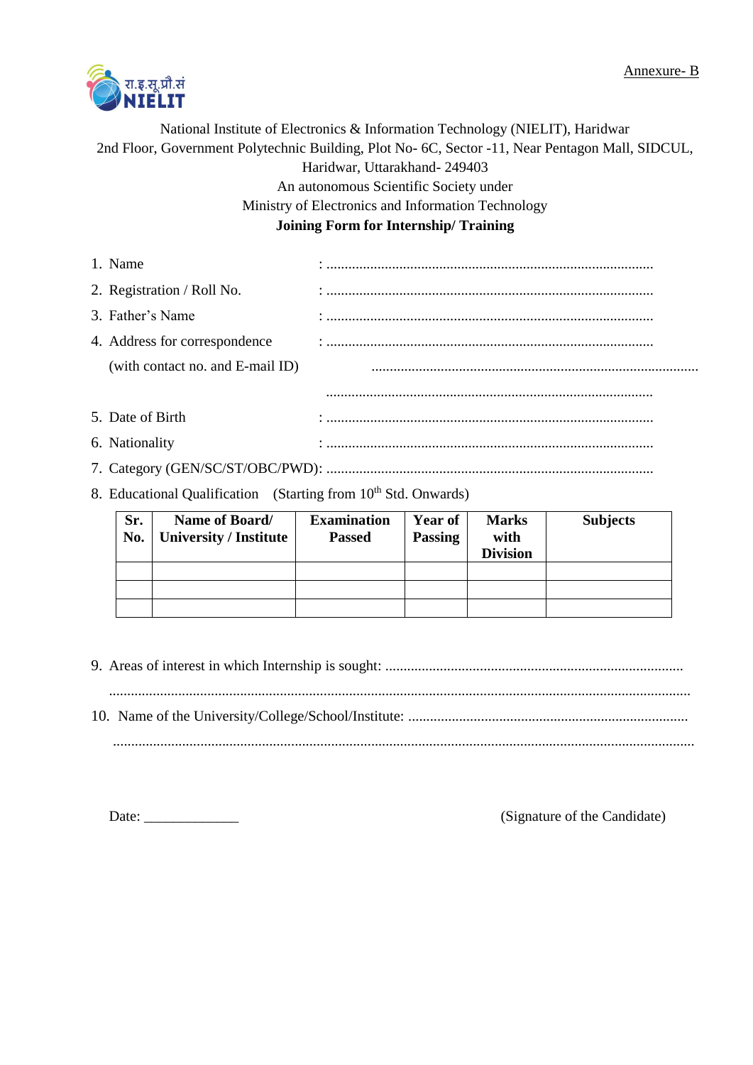Annexure- B

रा.इ.सू.प्रौ.सं NIELIT

National Institute of Electronics & Information Technology (NIELIT), Haridwar
2nd Floor, Government Polytechnic Building, Plot No- 6C, Sector -11, Near Pentagon Mall, SIDCUL, Haridwar, Uttarakhand- 249403
An autonomous Scientific Society under
Ministry of Electronics and Information Technology

**Joining Form for Internship/ Training**

1. Name : ........................................................................................
2. Registration / Roll No. : ........................................................................................
3. Father's Name : ........................................................................................
4. Address for correspondence : ........................................................................................
   (with contact no. and E-mail ID) ........................................................................................
   ........................................................................................
5. Date of Birth : ........................................................................................
6. Nationality : ........................................................................................
7. Category (GEN/SC/ST/OBC/PWD): ........................................................................................
8. Educational Qualification (Starting from 10th Std. Onwards)

| Sr. No. | Name of Board/ University / Institute | Examination Passed | Year of Passing | Marks with Division | Subjects |
|---|---|---|---|---|---|
| | | | | | |
| | | | | | |
| | | | | | |

9. Areas of interest in which Internship is sought: ................................................................................
   .............................................................................................................................................
10. Name of the University/College/School/Institute: ............................................................................
    .............................................................................................................................................

Date: _____________ (Signature of the Candidate)